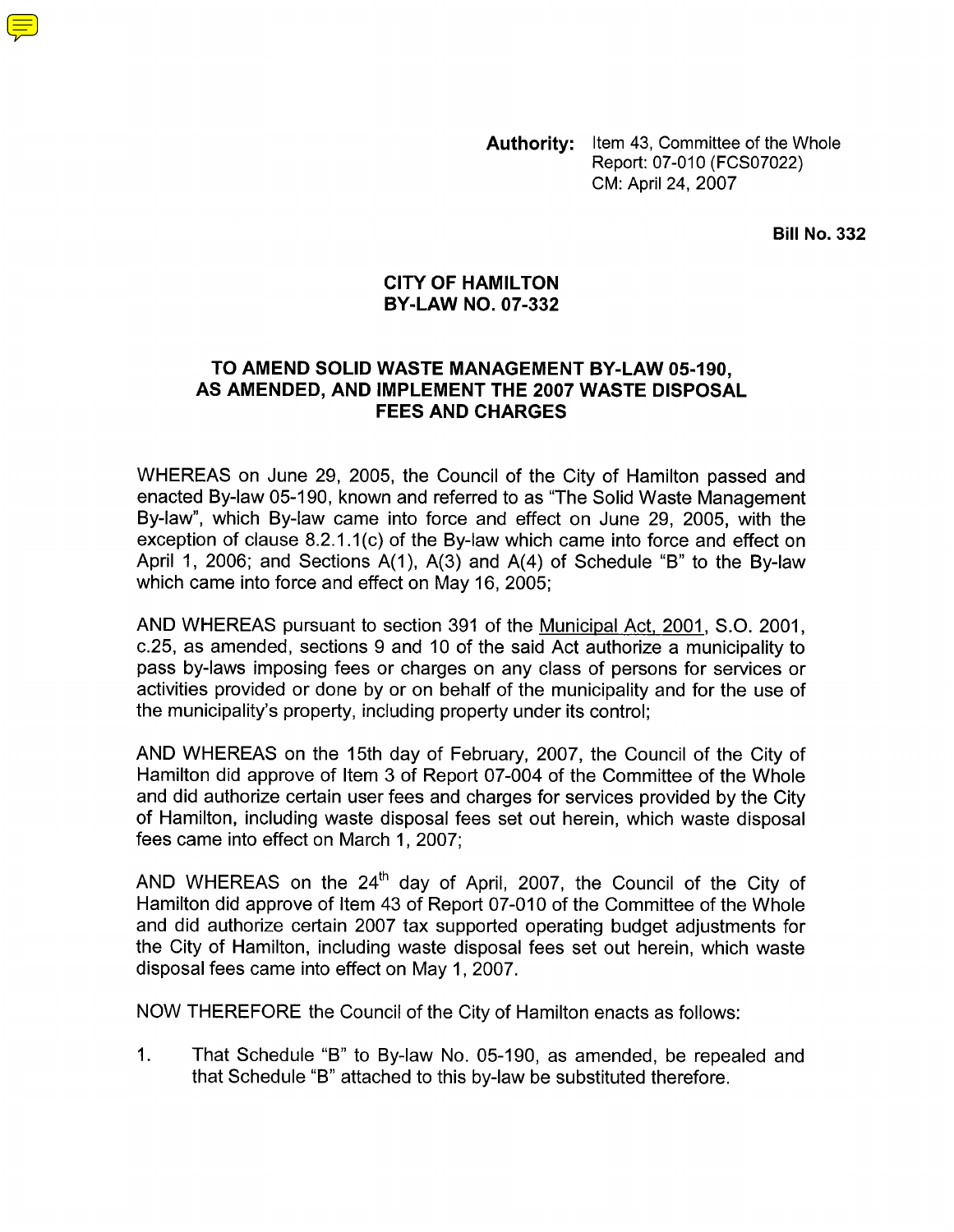**Authority:** Item 43, Committee of the Whole
Report: 07-010 (FCS07022)
CM: April 24, 2007

**Bill No. 332**

# CITY OF HAMILTON
# BY-LAW NO. 07-332

## TO AMEND SOLID WASTE MANAGEMENT BY-LAW 05-190, AS AMENDED, AND IMPLEMENT THE 2007 WASTE DISPOSAL FEES AND CHARGES

WHEREAS on June 29, 2005, the Council of the City of Hamilton passed and enacted By-law 05-190, known and referred to as "The Solid Waste Management By-law", which By-law came into force and effect on June 29, 2005, with the exception of clause 8.2.1.1(c) of the By-law which came into force and effect on April 1, 2006; and Sections A(1), A(3) and A(4) of Schedule "B" to the By-law which came into force and effect on May 16, 2005;

AND WHEREAS pursuant to section 391 of the Municipal Act, 2001, S.O. 2001, c.25, as amended, sections 9 and 10 of the said Act authorize a municipality to pass by-laws imposing fees or charges on any class of persons for services or activities provided or done by or on behalf of the municipality and for the use of the municipality's property, including property under its control;

AND WHEREAS on the 15th day of February, 2007, the Council of the City of Hamilton did approve of Item 3 of Report 07-004 of the Committee of the Whole and did authorize certain user fees and charges for services provided by the City of Hamilton, including waste disposal fees set out herein, which waste disposal fees came into effect on March 1, 2007;

AND WHEREAS on the 24th day of April, 2007, the Council of the City of Hamilton did approve of Item 43 of Report 07-010 of the Committee of the Whole and did authorize certain 2007 tax supported operating budget adjustments for the City of Hamilton, including waste disposal fees set out herein, which waste disposal fees came into effect on May 1, 2007.

NOW THEREFORE the Council of the City of Hamilton enacts as follows:

1. That Schedule "B" to By-law No. 05-190, as amended, be repealed and that Schedule "B" attached to this by-law be substituted therefore.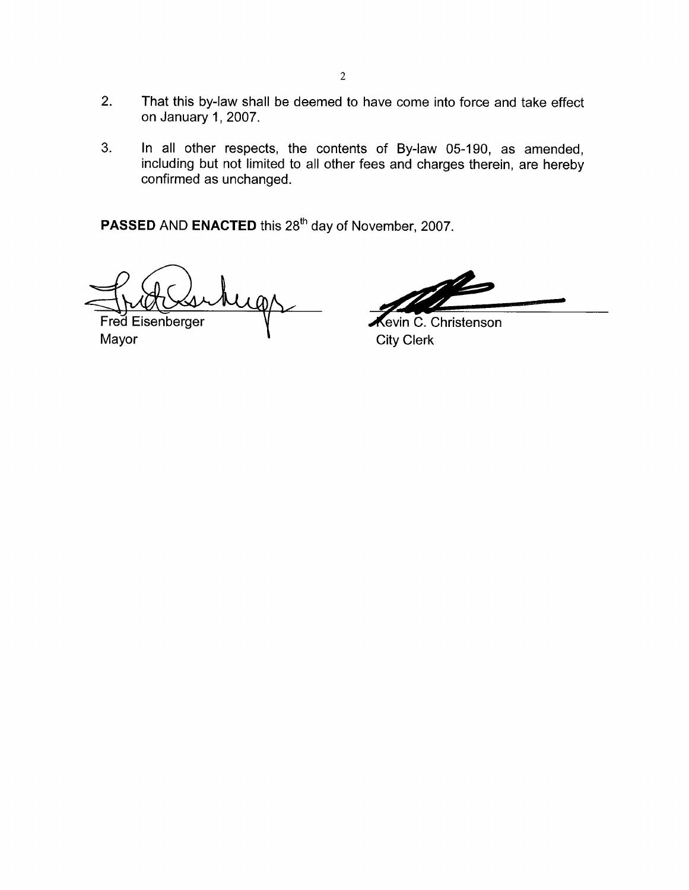2. That this by-law shall be deemed to have come into force and take effect on January 1, 2007.

3. In all other respects, the contents of By-law 05-190, as amended, including but not limited to all other fees and charges therein, are hereby confirmed as unchanged.

**PASSED** AND **ENACTED** this 28th day of November, 2007.

Fred Eisenberger
Mayor

Kevin C. Christenson
City Clerk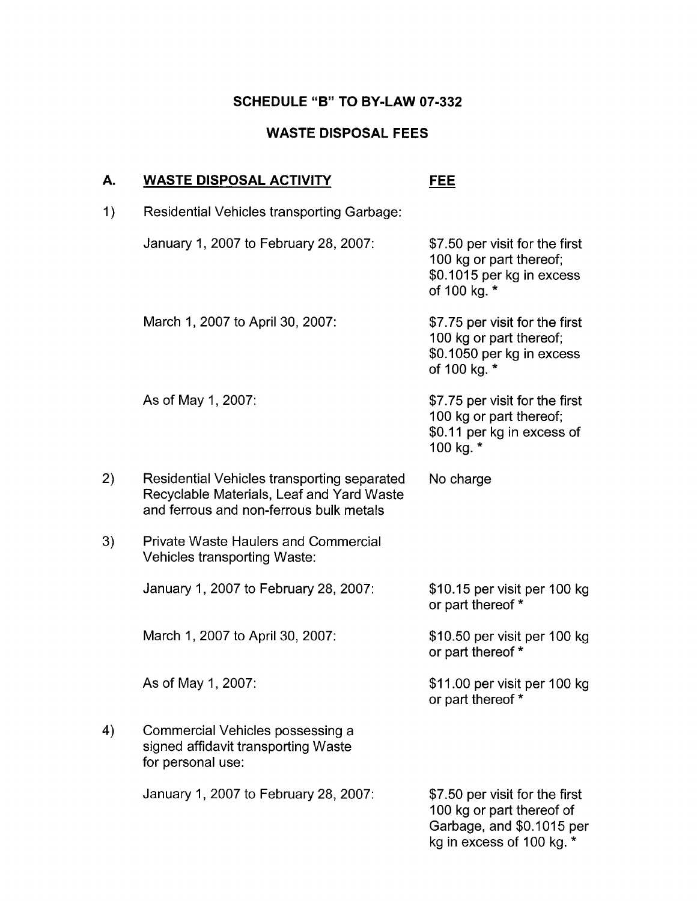**SCHEDULE "B" TO BY-LAW 07-332**

**WASTE DISPOSAL FEES**

| **A.** | **<u>WASTE DISPOSAL ACTIVITY</u>** | **<u>FEE</u>** |
|---|---|---|
| 1) | Residential Vehicles transporting Garbage: | |
| | January 1, 2007 to February 28, 2007: | $7.50 per visit for the first 100 kg or part thereof; $0.1015 per kg in excess of 100 kg. * |
| | March 1, 2007 to April 30, 2007: | $7.75 per visit for the first 100 kg or part thereof; $0.1050 per kg in excess of 100 kg. * |
| | As of May 1, 2007: | $7.75 per visit for the first 100 kg or part thereof; $0.11 per kg in excess of 100 kg. * |
| 2) | Residential Vehicles transporting separated Recyclable Materials, Leaf and Yard Waste and ferrous and non-ferrous bulk metals | No charge |
| 3) | Private Waste Haulers and Commercial Vehicles transporting Waste: | |
| | January 1, 2007 to February 28, 2007: | $10.15 per visit per 100 kg or part thereof * |
| | March 1, 2007 to April 30, 2007: | $10.50 per visit per 100 kg or part thereof * |
| | As of May 1, 2007: | $11.00 per visit per 100 kg or part thereof * |
| 4) | Commercial Vehicles possessing a signed affidavit transporting Waste for personal use: | |
| | January 1, 2007 to February 28, 2007: | $7.50 per visit for the first 100 kg or part thereof of Garbage, and $0.1015 per kg in excess of 100 kg. * |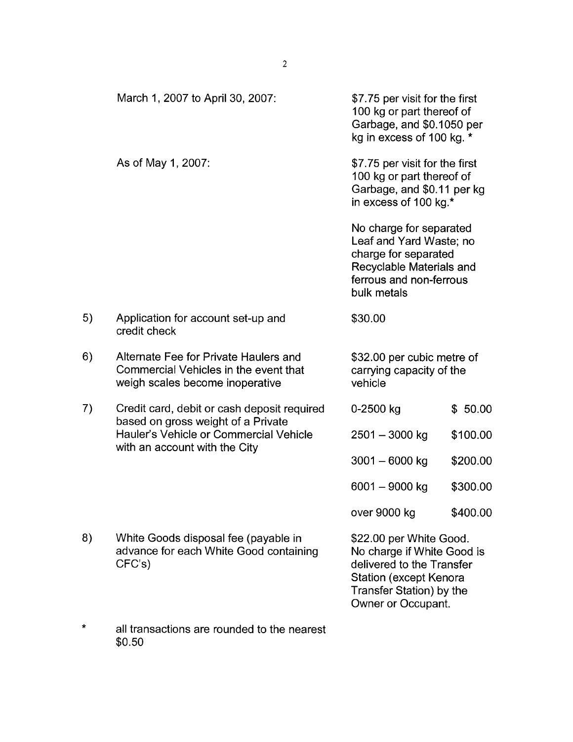| | | | |
|---|---|---|---|
| | March 1, 2007 to April 30, 2007: | $7.75 per visit for the first 100 kg or part thereof of Garbage, and $0.1050 per kg in excess of 100 kg. * | |
| | As of May 1, 2007: | $7.75 per visit for the first 100 kg or part thereof of Garbage, and $0.11 per kg in excess of 100 kg.* | |
| | | No charge for separated Leaf and Yard Waste; no charge for separated Recyclable Materials and ferrous and non-ferrous bulk metals | |
| 5) | Application for account set-up and credit check | $30.00 | |
| 6) | Alternate Fee for Private Haulers and Commercial Vehicles in the event that weigh scales become inoperative | $32.00 per cubic metre of carrying capacity of the vehicle | |
| 7) | Credit card, debit or cash deposit required based on gross weight of a Private Hauler's Vehicle or Commercial Vehicle with an account with the City | 0-2500 kg | $ 50.00 |
| | | 2501 – 3000 kg | $100.00 |
| | | 3001 – 6000 kg | $200.00 |
| | | 6001 – 9000 kg | $300.00 |
| | | over 9000 kg | $400.00 |
| 8) | White Goods disposal fee (payable in advance for each White Good containing CFC's) | $22.00 per White Good. No charge if White Good is delivered to the Transfer Station (except Kenora Transfer Station) by the Owner or Occupant. | |

\* all transactions are rounded to the nearest $0.50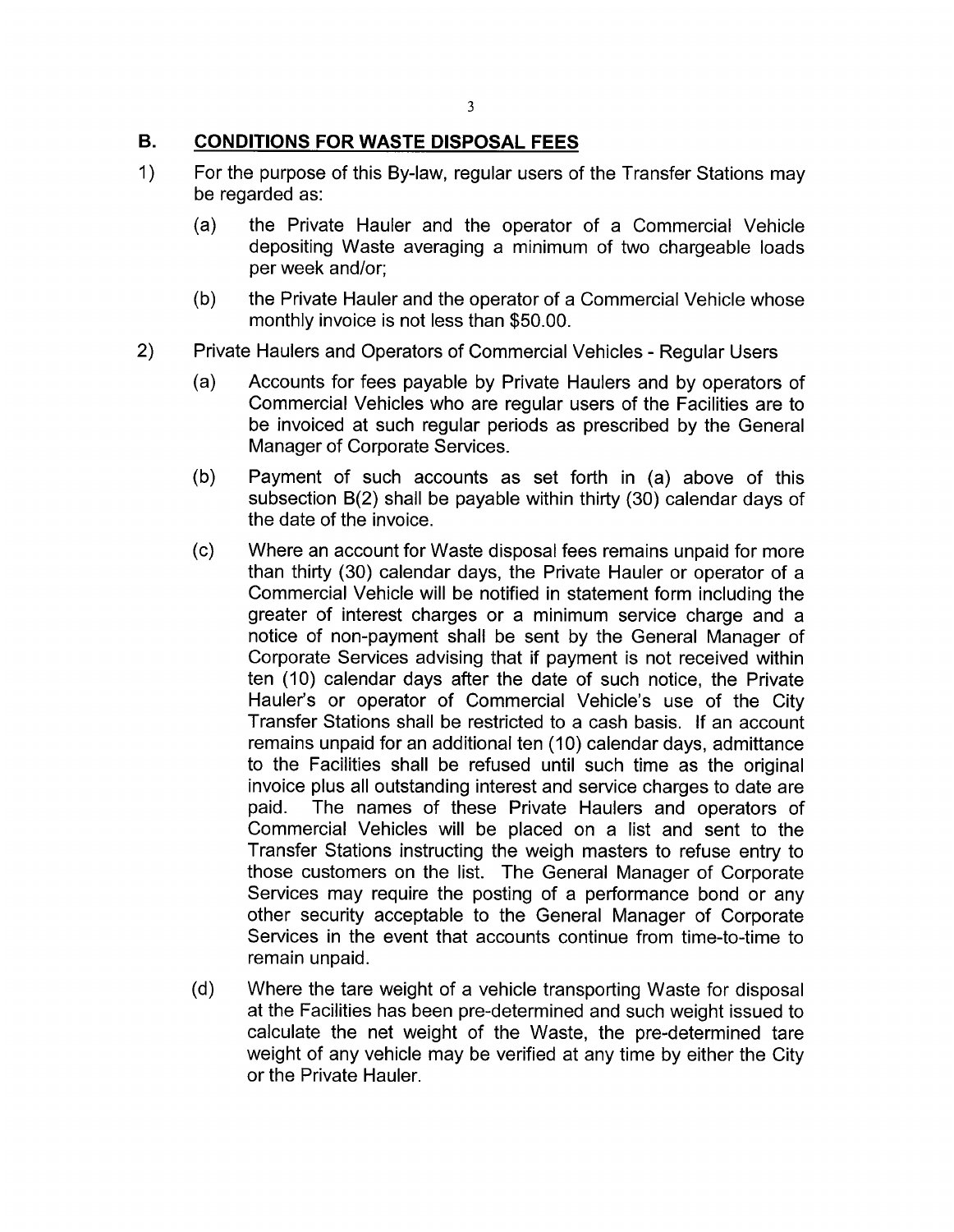## B. CONDITIONS FOR WASTE DISPOSAL FEES

1) For the purpose of this By-law, regular users of the Transfer Stations may be regarded as:

   (a) the Private Hauler and the operator of a Commercial Vehicle depositing Waste averaging a minimum of two chargeable loads per week and/or;

   (b) the Private Hauler and the operator of a Commercial Vehicle whose monthly invoice is not less than $50.00.

2) Private Haulers and Operators of Commercial Vehicles - Regular Users

   (a) Accounts for fees payable by Private Haulers and by operators of Commercial Vehicles who are regular users of the Facilities are to be invoiced at such regular periods as prescribed by the General Manager of Corporate Services.

   (b) Payment of such accounts as set forth in (a) above of this subsection B(2) shall be payable within thirty (30) calendar days of the date of the invoice.

   (c) Where an account for Waste disposal fees remains unpaid for more than thirty (30) calendar days, the Private Hauler or operator of a Commercial Vehicle will be notified in statement form including the greater of interest charges or a minimum service charge and a notice of non-payment shall be sent by the General Manager of Corporate Services advising that if payment is not received within ten (10) calendar days after the date of such notice, the Private Hauler's or operator of Commercial Vehicle's use of the City Transfer Stations shall be restricted to a cash basis. If an account remains unpaid for an additional ten (10) calendar days, admittance to the Facilities shall be refused until such time as the original invoice plus all outstanding interest and service charges to date are paid. The names of these Private Haulers and operators of Commercial Vehicles will be placed on a list and sent to the Transfer Stations instructing the weigh masters to refuse entry to those customers on the list. The General Manager of Corporate Services may require the posting of a performance bond or any other security acceptable to the General Manager of Corporate Services in the event that accounts continue from time-to-time to remain unpaid.

   (d) Where the tare weight of a vehicle transporting Waste for disposal at the Facilities has been pre-determined and such weight issued to calculate the net weight of the Waste, the pre-determined tare weight of any vehicle may be verified at any time by either the City or the Private Hauler.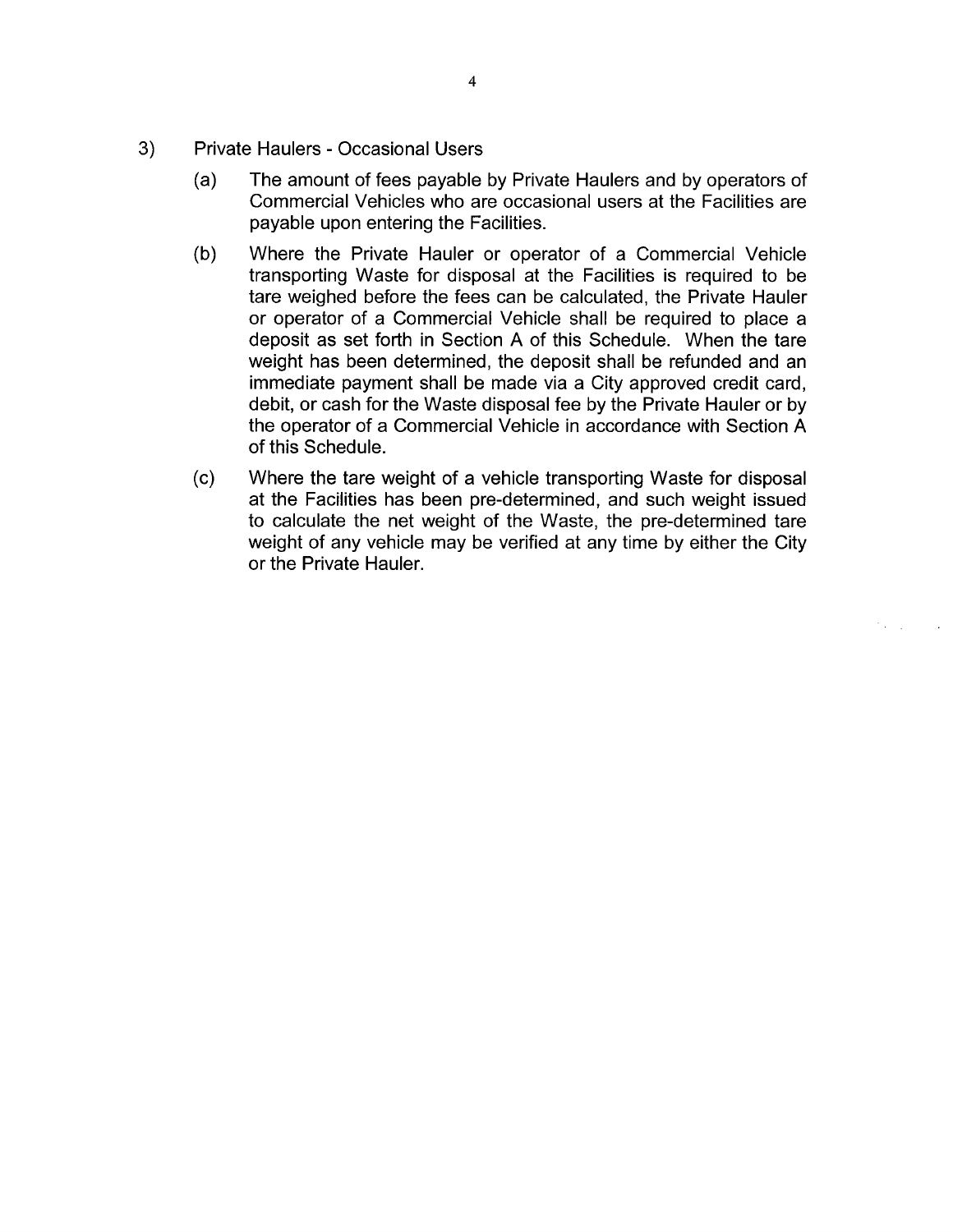3) Private Haulers - Occasional Users

   (a) The amount of fees payable by Private Haulers and by operators of Commercial Vehicles who are occasional users at the Facilities are payable upon entering the Facilities.

   (b) Where the Private Hauler or operator of a Commercial Vehicle transporting Waste for disposal at the Facilities is required to be tare weighed before the fees can be calculated, the Private Hauler or operator of a Commercial Vehicle shall be required to place a deposit as set forth in Section A of this Schedule. When the tare weight has been determined, the deposit shall be refunded and an immediate payment shall be made via a City approved credit card, debit, or cash for the Waste disposal fee by the Private Hauler or by the operator of a Commercial Vehicle in accordance with Section A of this Schedule.

   (c) Where the tare weight of a vehicle transporting Waste for disposal at the Facilities has been pre-determined, and such weight issued to calculate the net weight of the Waste, the pre-determined tare weight of any vehicle may be verified at any time by either the City or the Private Hauler.